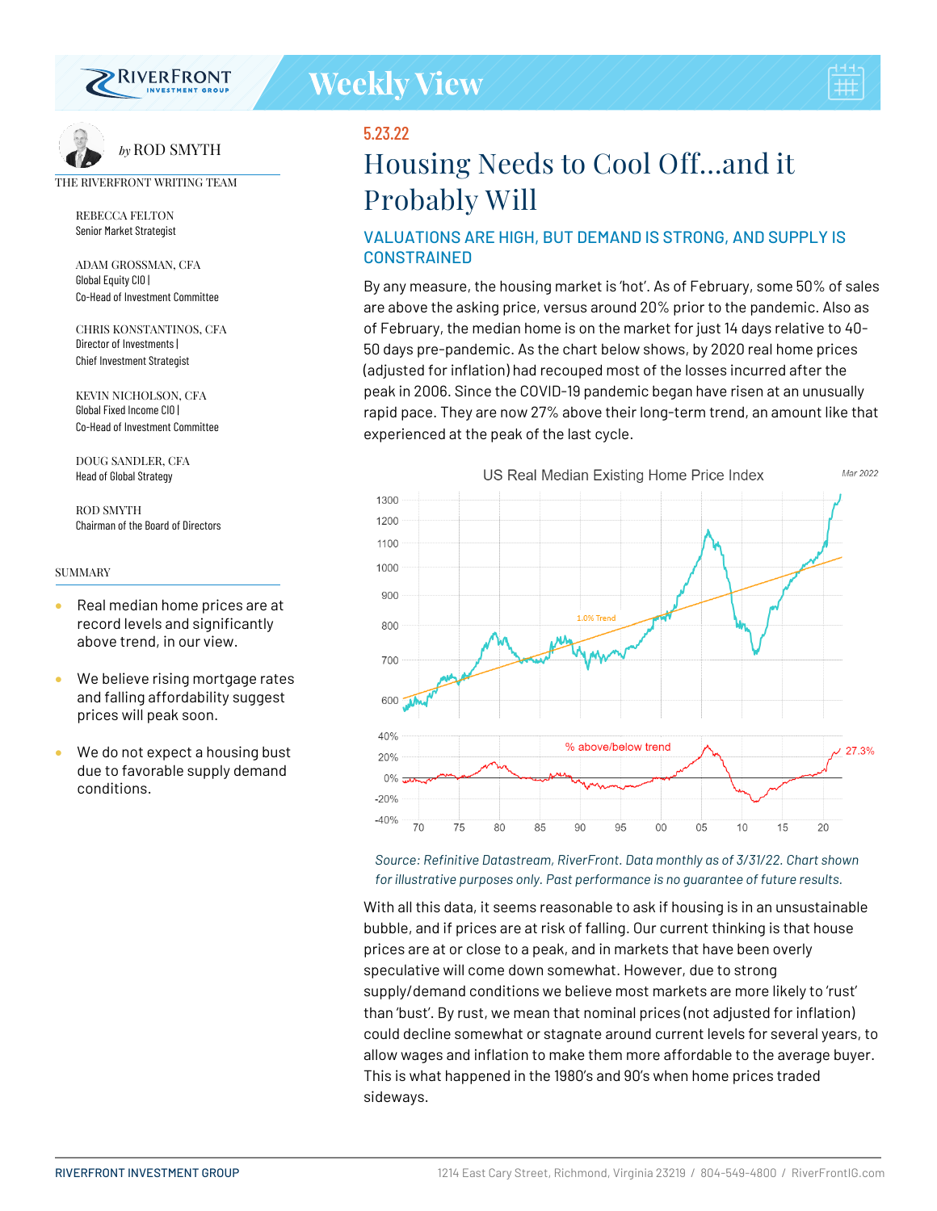# Weekly View

*by* ROD SMYTH

THE RIVERFRONT WRITING TEAM

REBECCA FELTON
Senior Market Strategist

ADAM GROSSMAN, CFA
Global Equity CIO | Co-Head of Investment Committee

CHRIS KONSTANTINOS, CFA
Director of Investments | Chief Investment Strategist

KEVIN NICHOLSON, CFA
Global Fixed Income CIO | Co-Head of Investment Committee

DOUG SANDLER, CFA
Head of Global Strategy

ROD SMYTH
Chairman of the Board of Directors

## SUMMARY

- Real median home prices are at record levels and significantly above trend, in our view.
- We believe rising mortgage rates and falling affordability suggest prices will peak soon.
- We do not expect a housing bust due to favorable supply demand conditions.

5.23.22

# Housing Needs to Cool Off...and it Probably Will

## VALUATIONS ARE HIGH, BUT DEMAND IS STRONG, AND SUPPLY IS CONSTRAINED

By any measure, the housing market is 'hot'. As of February, some 50% of sales are above the asking price, versus around 20% prior to the pandemic. Also as of February, the median home is on the market for just 14 days relative to 40-50 days pre-pandemic. As the chart below shows, by 2020 real home prices (adjusted for inflation) had recouped most of the losses incurred after the peak in 2006. Since the COVID-19 pandemic began have risen at an unusually rapid pace. They are now 27% above their long-term trend, an amount like that experienced at the peak of the last cycle.

*Source: Refinitive Datastream, RiverFront. Data monthly as of 3/31/22. Chart shown for illustrative purposes only. Past performance is no guarantee of future results.*

With all this data, it seems reasonable to ask if housing is in an unsustainable bubble, and if prices are at risk of falling. Our current thinking is that house prices are at or close to a peak, and in markets that have been overly speculative will come down somewhat. However, due to strong supply/demand conditions we believe most markets are more likely to 'rust' than 'bust'. By rust, we mean that nominal prices (not adjusted for inflation) could decline somewhat or stagnate around current levels for several years, to allow wages and inflation to make them more affordable to the average buyer. This is what happened in the 1980's and 90's when home prices traded sideways.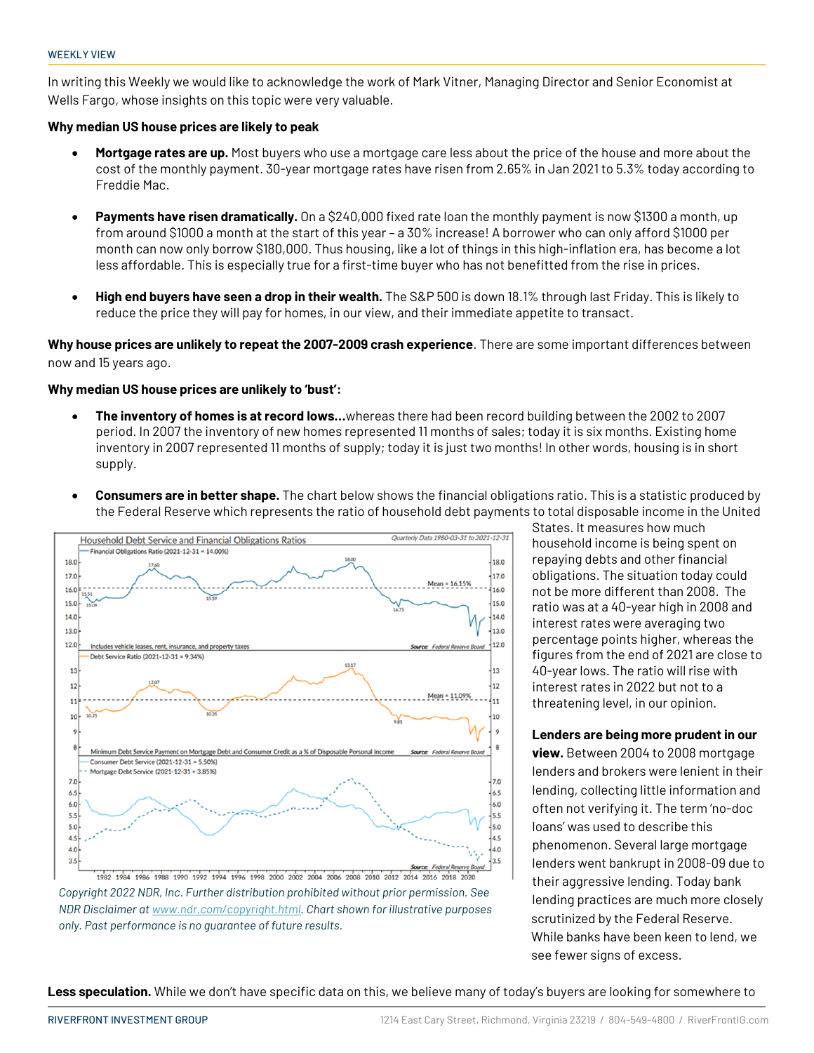In writing this Weekly we would like to acknowledge the work of Mark Vitner, Managing Director and Senior Economist at Wells Fargo, whose insights on this topic were very valuable.

**Why median US house prices are likely to peak**

- **Mortgage rates are up.** Most buyers who use a mortgage care less about the price of the house and more about the cost of the monthly payment. 30-year mortgage rates have risen from 2.65% in Jan 2021 to 5.3% today according to Freddie Mac.
- **Payments have risen dramatically.** On a $240,000 fixed rate loan the monthly payment is now $1300 a month, up from around $1000 a month at the start of this year – a 30% increase! A borrower who can only afford $1000 per month can now only borrow $180,000. Thus housing, like a lot of things in this high-inflation era, has become a lot less affordable. This is especially true for a first-time buyer who has not benefitted from the rise in prices.
- **High end buyers have seen a drop in their wealth.** The S&P 500 is down 18.1% through last Friday. This is likely to reduce the price they will pay for homes, in our view, and their immediate appetite to transact.

**Why house prices are unlikely to repeat the 2007-2009 crash experience**. There are some important differences between now and 15 years ago.

**Why median US house prices are unlikely to 'bust':**

- **The inventory of homes is at record lows…**whereas there had been record building between the 2002 to 2007 period. In 2007 the inventory of new homes represented 11 months of sales; today it is six months. Existing home inventory in 2007 represented 11 months of supply; today it is just two months! In other words, housing is in short supply.
- **Consumers are in better shape.** The chart below shows the financial obligations ratio. This is a statistic produced by the Federal Reserve which represents the ratio of household debt payments to total disposable income in the United States. It measures how much household income is being spent on repaying debts and other financial obligations. The situation today could not be more different than 2008. The ratio was at a 40-year high in 2008 and interest rates were averaging two percentage points higher, whereas the figures from the end of 2021 are close to 40-year lows. The ratio will rise with interest rates in 2022 but not to a threatening level, in our opinion.

*Copyright 2022 NDR, Inc. Further distribution prohibited without prior permission. See NDR Disclaimer at www.ndr.com/copyright.html. Chart shown for illustrative purposes only. Past performance is no guarantee of future results.*

**Lenders are being more prudent in our view.** Between 2004 to 2008 mortgage lenders and brokers were lenient in their lending, collecting little information and often not verifying it. The term 'no-doc loans' was used to describe this phenomenon. Several large mortgage lenders went bankrupt in 2008-09 due to their aggressive lending. Today bank lending practices are much more closely scrutinized by the Federal Reserve. While banks have been keen to lend, we see fewer signs of excess.

**Less speculation.** While we don't have specific data on this, we believe many of today's buyers are looking for somewhere to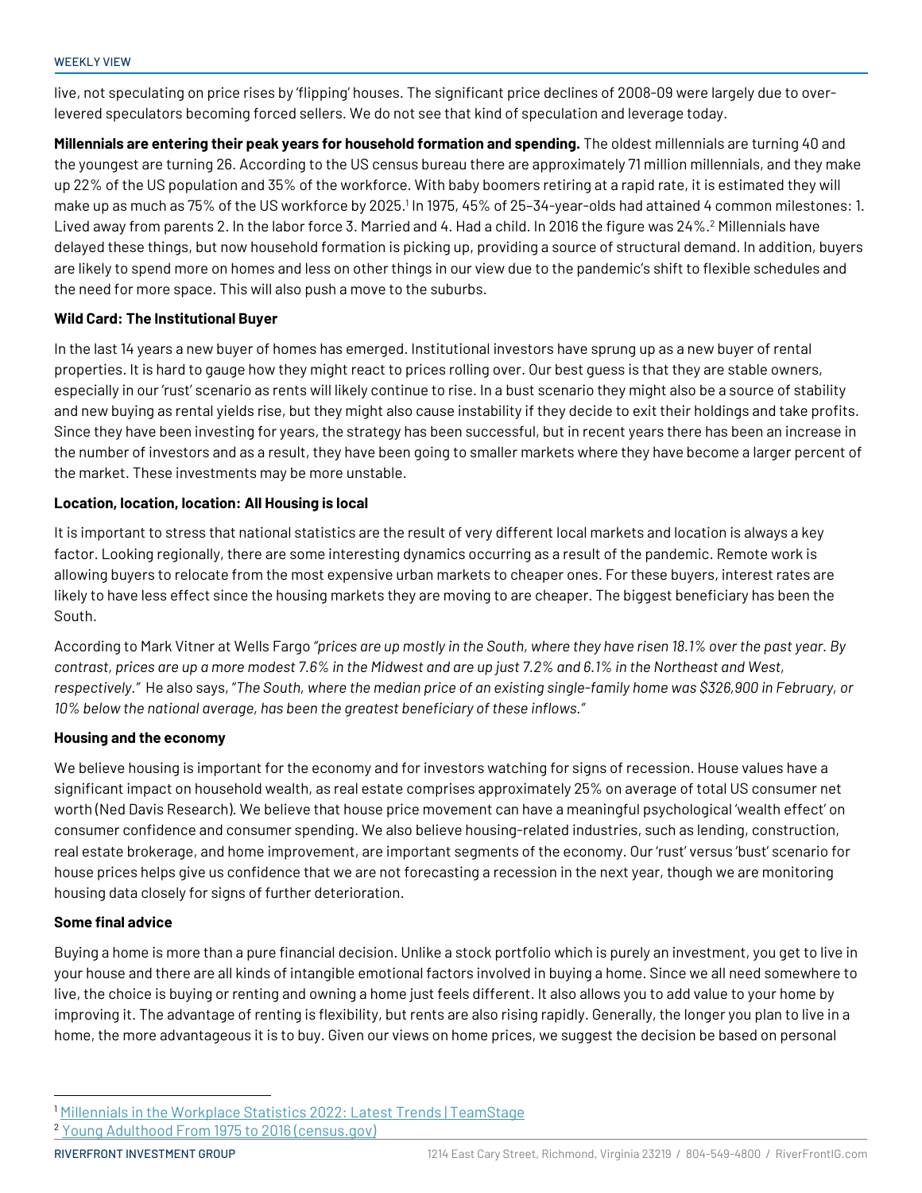live, not speculating on price rises by 'flipping' houses. The significant price declines of 2008-09 were largely due to over-levered speculators becoming forced sellers. We do not see that kind of speculation and leverage today.

**Millennials are entering their peak years for household formation and spending.** The oldest millennials are turning 40 and the youngest are turning 26. According to the US census bureau there are approximately 71 million millennials, and they make up 22% of the US population and 35% of the workforce. With baby boomers retiring at a rapid rate, it is estimated they will make up as much as 75% of the US workforce by 2025.[1] In 1975, 45% of 25–34-year-olds had attained 4 common milestones: 1. Lived away from parents 2. In the labor force 3. Married and 4. Had a child. In 2016 the figure was 24%.[2] Millennials have delayed these things, but now household formation is picking up, providing a source of structural demand. In addition, buyers are likely to spend more on homes and less on other things in our view due to the pandemic's shift to flexible schedules and the need for more space. This will also push a move to the suburbs.

**Wild Card: The Institutional Buyer**

In the last 14 years a new buyer of homes has emerged. Institutional investors have sprung up as a new buyer of rental properties. It is hard to gauge how they might react to prices rolling over. Our best guess is that they are stable owners, especially in our 'rust' scenario as rents will likely continue to rise. In a bust scenario they might also be a source of stability and new buying as rental yields rise, but they might also cause instability if they decide to exit their holdings and take profits. Since they have been investing for years, the strategy has been successful, but in recent years there has been an increase in the number of investors and as a result, they have been going to smaller markets where they have become a larger percent of the market. These investments may be more unstable.

**Location, location, location: All Housing is local**

It is important to stress that national statistics are the result of very different local markets and location is always a key factor. Looking regionally, there are some interesting dynamics occurring as a result of the pandemic. Remote work is allowing buyers to relocate from the most expensive urban markets to cheaper ones. For these buyers, interest rates are likely to have less effect since the housing markets they are moving to are cheaper. The biggest beneficiary has been the South.

According to Mark Vitner at Wells Fargo *"prices are up mostly in the South, where they have risen 18.1% over the past year. By contrast, prices are up a more modest 7.6% in the Midwest and are up just 7.2% and 6.1% in the Northeast and West, respectively."* He also says, *"The South, where the median price of an existing single-family home was $326,900 in February, or 10% below the national average, has been the greatest beneficiary of these inflows."*

**Housing and the economy**

We believe housing is important for the economy and for investors watching for signs of recession. House values have a significant impact on household wealth, as real estate comprises approximately 25% on average of total US consumer net worth (Ned Davis Research). We believe that house price movement can have a meaningful psychological 'wealth effect' on consumer confidence and consumer spending. We also believe housing-related industries, such as lending, construction, real estate brokerage, and home improvement, are important segments of the economy. Our 'rust' versus 'bust' scenario for house prices helps give us confidence that we are not forecasting a recession in the next year, though we are monitoring housing data closely for signs of further deterioration.

**Some final advice**

Buying a home is more than a pure financial decision. Unlike a stock portfolio which is purely an investment, you get to live in your house and there are all kinds of intangible emotional factors involved in buying a home. Since we all need somewhere to live, the choice is buying or renting and owning a home just feels different. It also allows you to add value to your home by improving it. The advantage of renting is flexibility, but rents are also rising rapidly. Generally, the longer you plan to live in a home, the more advantageous it is to buy. Given our views on home prices, we suggest the decision be based on personal

---

[1] Millennials in the Workplace Statistics 2022: Latest Trends | TeamStage

[2] Young Adulthood From 1975 to 2016 (census.gov)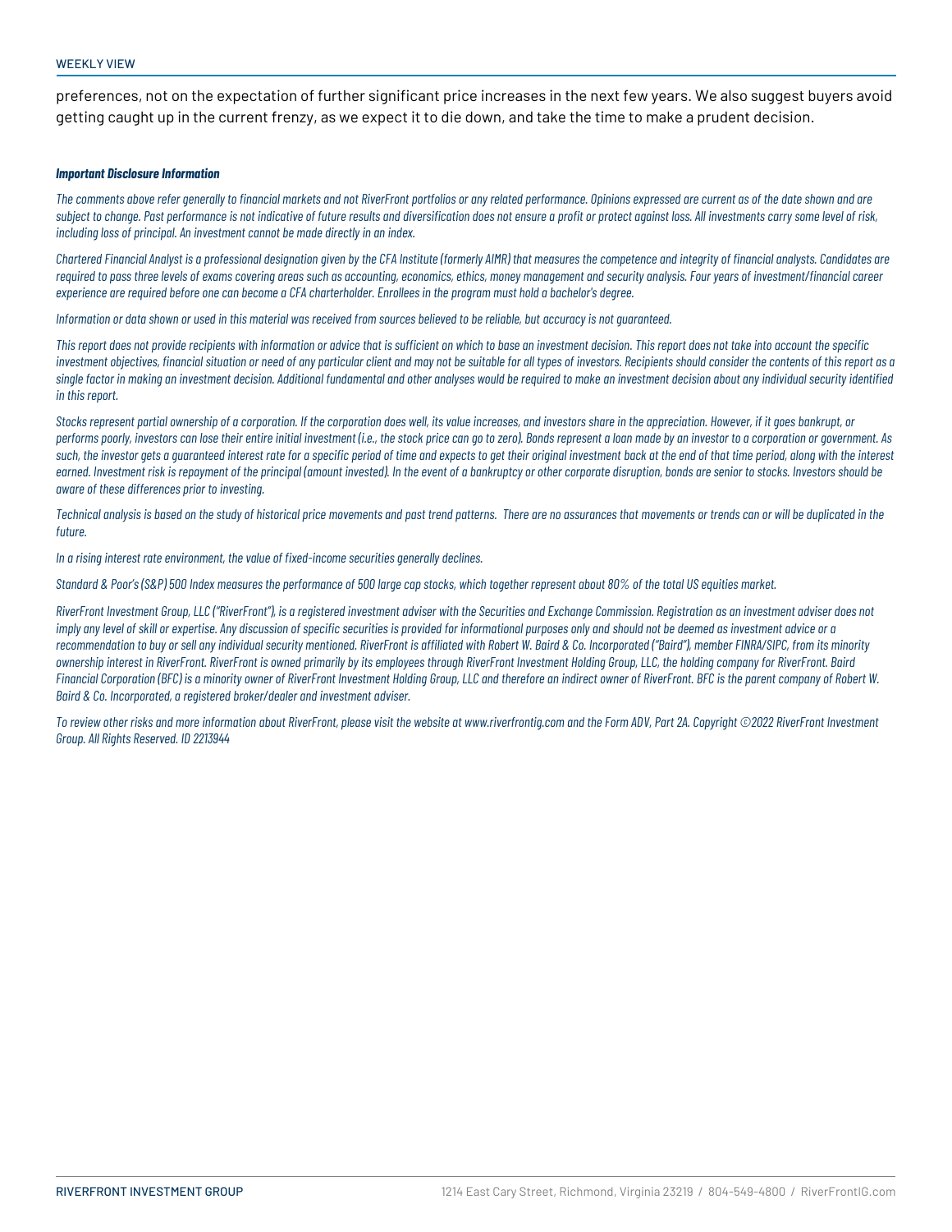preferences, not on the expectation of further significant price increases in the next few years. We also suggest buyers avoid getting caught up in the current frenzy, as we expect it to die down, and take the time to make a prudent decision.

***Important Disclosure Information***

*The comments above refer generally to financial markets and not RiverFront portfolios or any related performance. Opinions expressed are current as of the date shown and are subject to change. Past performance is not indicative of future results and diversification does not ensure a profit or protect against loss. All investments carry some level of risk, including loss of principal. An investment cannot be made directly in an index.*

*Chartered Financial Analyst is a professional designation given by the CFA Institute (formerly AIMR) that measures the competence and integrity of financial analysts. Candidates are required to pass three levels of exams covering areas such as accounting, economics, ethics, money management and security analysis. Four years of investment/financial career experience are required before one can become a CFA charterholder. Enrollees in the program must hold a bachelor's degree.*

*Information or data shown or used in this material was received from sources believed to be reliable, but accuracy is not guaranteed.*

*This report does not provide recipients with information or advice that is sufficient on which to base an investment decision. This report does not take into account the specific investment objectives, financial situation or need of any particular client and may not be suitable for all types of investors. Recipients should consider the contents of this report as a single factor in making an investment decision. Additional fundamental and other analyses would be required to make an investment decision about any individual security identified in this report.*

*Stocks represent partial ownership of a corporation. If the corporation does well, its value increases, and investors share in the appreciation. However, if it goes bankrupt, or performs poorly, investors can lose their entire initial investment (i.e., the stock price can go to zero). Bonds represent a loan made by an investor to a corporation or government. As such, the investor gets a guaranteed interest rate for a specific period of time and expects to get their original investment back at the end of that time period, along with the interest earned. Investment risk is repayment of the principal (amount invested). In the event of a bankruptcy or other corporate disruption, bonds are senior to stocks. Investors should be aware of these differences prior to investing.*

*Technical analysis is based on the study of historical price movements and past trend patterns. There are no assurances that movements or trends can or will be duplicated in the future.*

*In a rising interest rate environment, the value of fixed-income securities generally declines.*

*Standard & Poor's (S&P) 500 Index measures the performance of 500 large cap stocks, which together represent about 80% of the total US equities market.*

*RiverFront Investment Group, LLC ("RiverFront"), is a registered investment adviser with the Securities and Exchange Commission. Registration as an investment adviser does not imply any level of skill or expertise. Any discussion of specific securities is provided for informational purposes only and should not be deemed as investment advice or a recommendation to buy or sell any individual security mentioned. RiverFront is affiliated with Robert W. Baird & Co. Incorporated ("Baird"), member FINRA/SIPC, from its minority ownership interest in RiverFront. RiverFront is owned primarily by its employees through RiverFront Investment Holding Group, LLC, the holding company for RiverFront. Baird Financial Corporation (BFC) is a minority owner of RiverFront Investment Holding Group, LLC and therefore an indirect owner of RiverFront. BFC is the parent company of Robert W. Baird & Co. Incorporated, a registered broker/dealer and investment adviser.*

*To review other risks and more information about RiverFront, please visit the website at www.riverfrontig.com and the Form ADV, Part 2A. Copyright ©2022 RiverFront Investment Group. All Rights Reserved. ID 2213944*